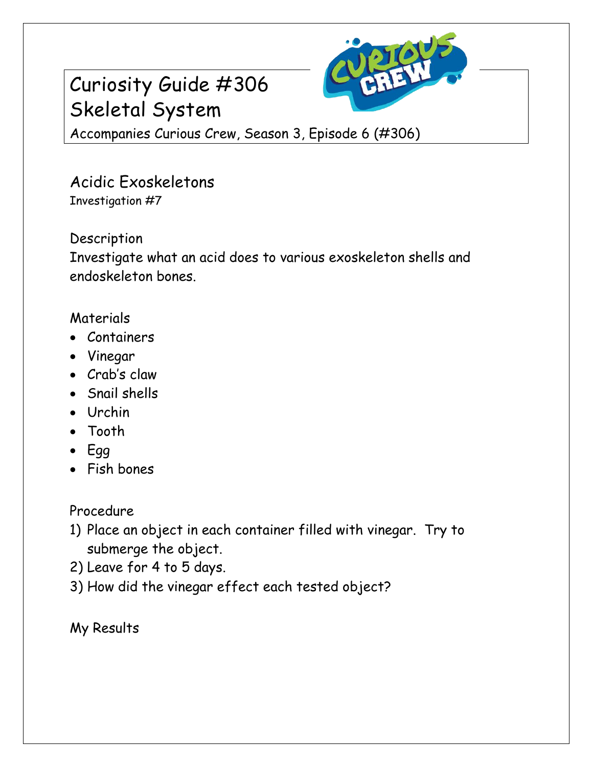# Curiosity Guide #306
# Skeletal System

Accompanies Curious Crew, Season 3, Episode 6 (#306)

## Acidic Exoskeletons

Investigation #7

### Description

Investigate what an acid does to various exoskeleton shells and endoskeleton bones.

### Materials

- Containers
- Vinegar
- Crab's claw
- Snail shells
- Urchin
- Tooth
- Egg
- Fish bones

### Procedure

1) Place an object in each container filled with vinegar. Try to submerge the object.
2) Leave for 4 to 5 days.
3) How did the vinegar effect each tested object?

### My Results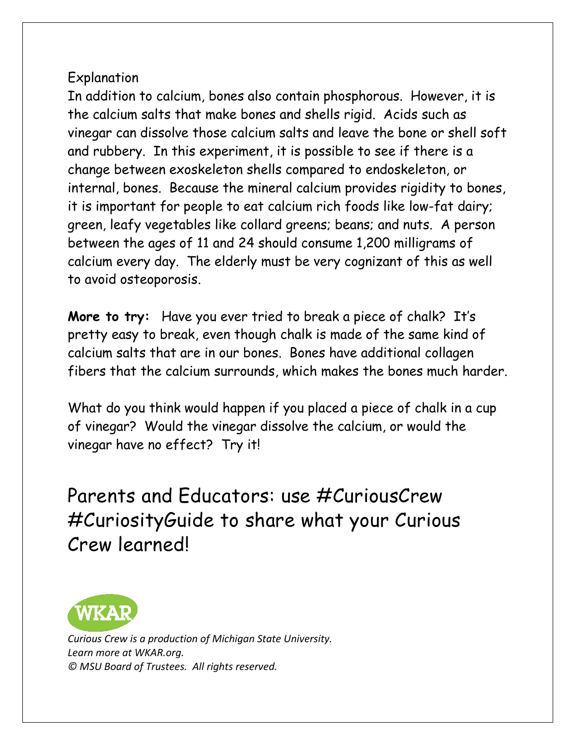Explanation

In addition to calcium, bones also contain phosphorous. However, it is the calcium salts that make bones and shells rigid. Acids such as vinegar can dissolve those calcium salts and leave the bone or shell soft and rubbery. In this experiment, it is possible to see if there is a change between exoskeleton shells compared to endoskeleton, or internal, bones. Because the mineral calcium provides rigidity to bones, it is important for people to eat calcium rich foods like low-fat dairy; green, leafy vegetables like collard greens; beans; and nuts. A person between the ages of 11 and 24 should consume 1,200 milligrams of calcium every day. The elderly must be very cognizant of this as well to avoid osteoporosis.

**More to try:** Have you ever tried to break a piece of chalk? It's pretty easy to break, even though chalk is made of the same kind of calcium salts that are in our bones. Bones have additional collagen fibers that the calcium surrounds, which makes the bones much harder.

What do you think would happen if you placed a piece of chalk in a cup of vinegar? Would the vinegar dissolve the calcium, or would the vinegar have no effect? Try it!

## Parents and Educators: use #CuriousCrew #CuriosityGuide to share what your Curious Crew learned!

WKAR

*Curious Crew is a production of Michigan State University.*
*Learn more at WKAR.org.*
*© MSU Board of Trustees. All rights reserved.*